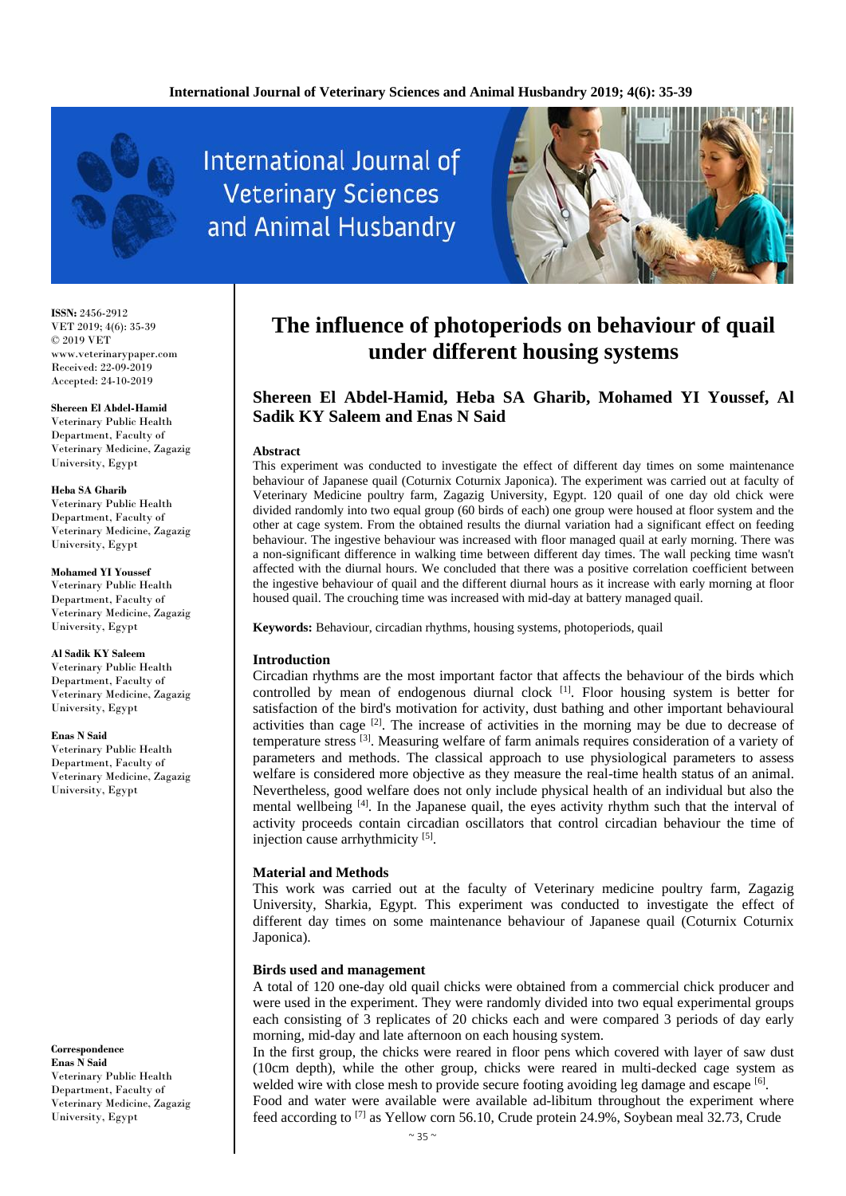ISSN: 2456-2912
VET 2019; 4(6): 35-39
© 2019 VET
www.veterinarypaper.com
Received: 22-09-2019
Accepted: 24-10-2019

**Shereen El Abdel-Hamid**
Veterinary Public Health Department, Faculty of Veterinary Medicine, Zagazig University, Egypt

**Heba SA Gharib**
Veterinary Public Health Department, Faculty of Veterinary Medicine, Zagazig University, Egypt

**Mohamed YI Youssef**
Veterinary Public Health Department, Faculty of Veterinary Medicine, Zagazig University, Egypt

**Al Sadik KY Saleem**
Veterinary Public Health Department, Faculty of Veterinary Medicine, Zagazig University, Egypt

**Enas N Said**
Veterinary Public Health Department, Faculty of Veterinary Medicine, Zagazig University, Egypt

**Correspondence**
**Enas N Said**
Veterinary Public Health Department, Faculty of Veterinary Medicine, Zagazig University, Egypt

# The influence of photoperiods on behaviour of quail under different housing systems

**Shereen El Abdel-Hamid, Heba SA Gharib, Mohamed YI Youssef, Al Sadik KY Saleem and Enas N Said**

### Abstract

This experiment was conducted to investigate the effect of different day times on some maintenance behaviour of Japanese quail (Coturnix Coturnix Japonica). The experiment was carried out at faculty of Veterinary Medicine poultry farm, Zagazig University, Egypt. 120 quail of one day old chick were divided randomly into two equal group (60 birds of each) one group were housed at floor system and the other at cage system. From the obtained results the diurnal variation had a significant effect on feeding behaviour. The ingestive behaviour was increased with floor managed quail at early morning. There was a non-significant difference in walking time between different day times. The wall pecking time wasn't affected with the diurnal hours. We concluded that there was a positive correlation coefficient between the ingestive behaviour of quail and the different diurnal hours as it increase with early morning at floor housed quail. The crouching time was increased with mid-day at battery managed quail.

**Keywords:** Behaviour, circadian rhythms, housing systems, photoperiods, quail

## Introduction

Circadian rhythms are the most important factor that affects the behaviour of the birds which controlled by mean of endogenous diurnal clock [1]. Floor housing system is better for satisfaction of the bird's motivation for activity, dust bathing and other important behavioural activities than cage [2]. The increase of activities in the morning may be due to decrease of temperature stress [3]. Measuring welfare of farm animals requires consideration of a variety of parameters and methods. The classical approach to use physiological parameters to assess welfare is considered more objective as they measure the real-time health status of an animal. Nevertheless, good welfare does not only include physical health of an individual but also the mental wellbeing [4]. In the Japanese quail, the eyes activity rhythm such that the interval of activity proceeds contain circadian oscillators that control circadian behaviour the time of injection cause arrhythmicity [5].

## Material and Methods

This work was carried out at the faculty of Veterinary medicine poultry farm, Zagazig University, Sharkia, Egypt. This experiment was conducted to investigate the effect of different day times on some maintenance behaviour of Japanese quail (Coturnix Coturnix Japonica).

### Birds used and management

A total of 120 one-day old quail chicks were obtained from a commercial chick producer and were used in the experiment. They were randomly divided into two equal experimental groups each consisting of 3 replicates of 20 chicks each and were compared 3 periods of day early morning, mid-day and late afternoon on each housing system.

In the first group, the chicks were reared in floor pens which covered with layer of saw dust (10cm depth), while the other group, chicks were reared in multi-decked cage system as welded wire with close mesh to provide secure footing avoiding leg damage and escape [6].

Food and water were available were available ad-libitum throughout the experiment where feed according to [7] as Yellow corn 56.10, Crude protein 24.9%, Soybean meal 32.73, Crude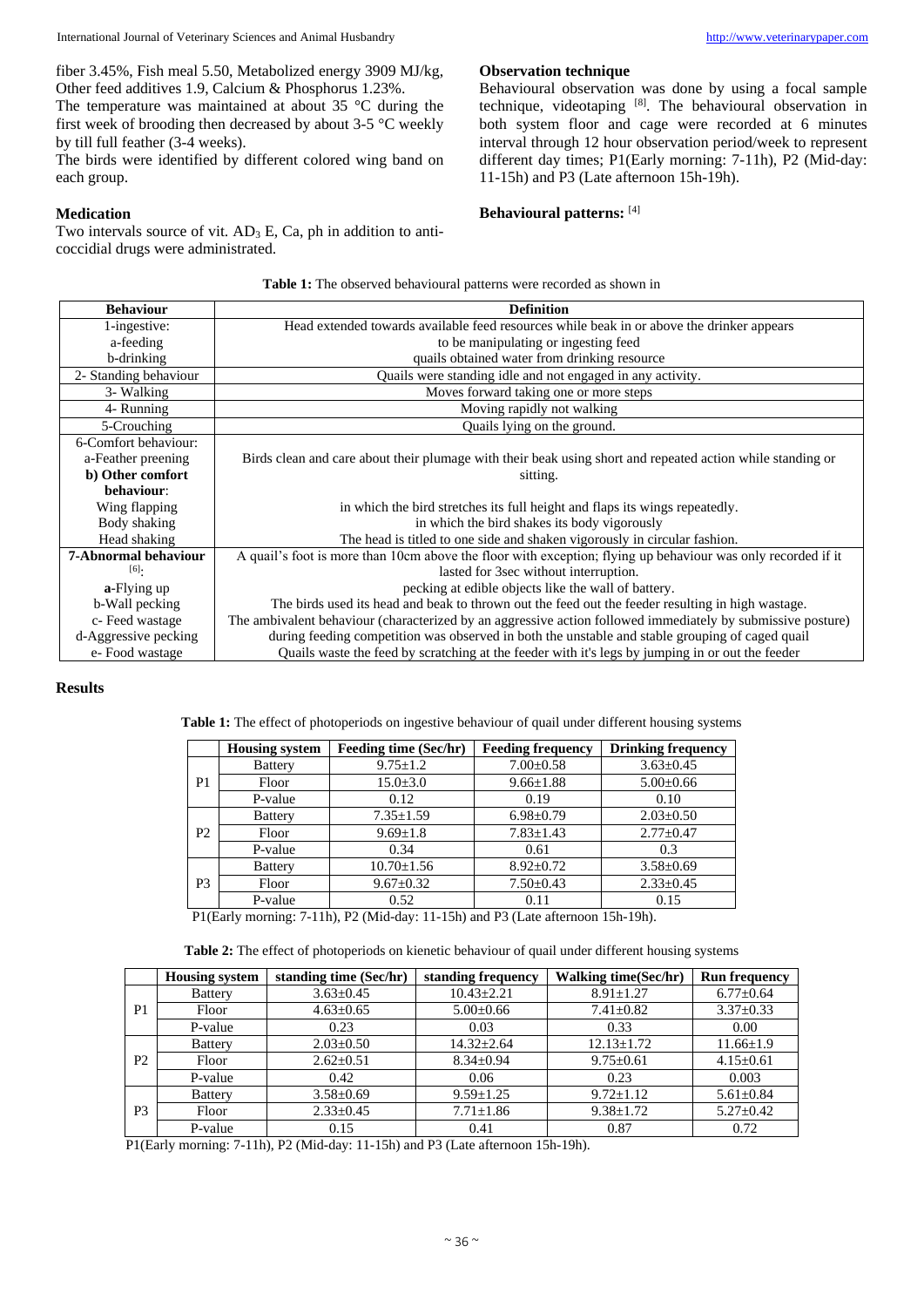fiber 3.45%, Fish meal 5.50, Metabolized energy 3909 MJ/kg, Other feed additives 1.9, Calcium & Phosphorus 1.23%.

The temperature was maintained at about 35 °C during the first week of brooding then decreased by about 3-5 °C weekly by till full feather (3-4 weeks).

The birds were identified by different colored wing band on each group.

### Medication

Two intervals source of vit. $AD_3$ E, Ca, ph in addition to anti-coccidial drugs were administrated.

### Observation technique

Behavioural observation was done by using a focal sample technique, videotaping [8]. The behavioural observation in both system floor and cage were recorded at 6 minutes interval through 12 hour observation period/week to represent different day times; P1(Early morning: 7-11h), P2 (Mid-day: 11-15h) and P3 (Late afternoon 15h-19h).

### Behavioural patterns: [4]

**Table 1:** The observed behavioural patterns were recorded as shown in

| Behaviour | Definition |
|---|---|
| 1-ingestive: | Head extended towards available feed resources while beak in or above the drinker appears |
| a-feeding | to be manipulating or ingesting feed |
| b-drinking | quails obtained water from drinking resource |
| 2- Standing behaviour | Quails were standing idle and not engaged in any activity. |
| 3- Walking | Moves forward taking one or more steps |
| 4- Running | Moving rapidly not walking |
| 5-Crouching | Quails lying on the ground. |
| 6-Comfort behaviour: a-Feather preening | Birds clean and care about their plumage with their beak using short and repeated action while standing or sitting. |
| **b) Other comfort behaviour**: | |
| Wing flapping | in which the bird stretches its full height and flaps its wings repeatedly. |
| Body shaking | in which the bird shakes its body vigorously |
| Head shaking | The head is titled to one side and shaken vigorously in circular fashion. |
| **7-Abnormal behaviour** [6]: | A quail's foot is more than 10cm above the floor with exception; flying up behaviour was only recorded if it lasted for 3sec without interruption. |
| **a**-Flying up | pecking at edible objects like the wall of battery. |
| b-Wall pecking | The birds used its head and beak to thrown out the feed out the feeder resulting in high wastage. |
| c- Feed wastage | The ambivalent behaviour (characterized by an aggressive action followed immediately by submissive posture) |
| d-Aggressive pecking | during feeding competition was observed in both the unstable and stable grouping of caged quail |
| e- Food wastage | Quails waste the feed by scratching at the feeder with it's legs by jumping in or out the feeder |

## Results

**Table 1:** The effect of photoperiods on ingestive behaviour of quail under different housing systems

| | Housing system | Feeding time (Sec/hr) | Feeding frequency | Drinking frequency |
|---|---|---|---|---|
| P1 | Battery | 9.75±1.2 | 7.00±0.58 | 3.63±0.45 |
| | Floor | 15.0±3.0 | 9.66±1.88 | 5.00±0.66 |
| | P-value | 0.12 | 0.19 | 0.10 |
| P2 | Battery | 7.35±1.59 | 6.98±0.79 | 2.03±0.50 |
| | Floor | 9.69±1.8 | 7.83±1.43 | 2.77±0.47 |
| | P-value | 0.34 | 0.61 | 0.3 |
| P3 | Battery | 10.70±1.56 | 8.92±0.72 | 3.58±0.69 |
| | Floor | 9.67±0.32 | 7.50±0.43 | 2.33±0.45 |
| | P-value | 0.52 | 0.11 | 0.15 |

P1(Early morning: 7-11h), P2 (Mid-day: 11-15h) and P3 (Late afternoon 15h-19h).

**Table 2:** The effect of photoperiods on kienetic behaviour of quail under different housing systems

| | Housing system | standing time (Sec/hr) | standing frequency | Walking time(Sec/hr) | Run frequency |
|---|---|---|---|---|---|
| P1 | Battery | 3.63±0.45 | 10.43±2.21 | 8.91±1.27 | 6.77±0.64 |
| | Floor | 4.63±0.65 | 5.00±0.66 | 7.41±0.82 | 3.37±0.33 |
| | P-value | 0.23 | 0.03 | 0.33 | 0.00 |
| P2 | Battery | 2.03±0.50 | 14.32±2.64 | 12.13±1.72 | 11.66±1.9 |
| | Floor | 2.62±0.51 | 8.34±0.94 | 9.75±0.61 | 4.15±0.61 |
| | P-value | 0.42 | 0.06 | 0.23 | 0.003 |
| P3 | Battery | 3.58±0.69 | 9.59±1.25 | 9.72±1.12 | 5.61±0.84 |
| | Floor | 2.33±0.45 | 7.71±1.86 | 9.38±1.72 | 5.27±0.42 |
| | P-value | 0.15 | 0.41 | 0.87 | 0.72 |

P1(Early morning: 7-11h), P2 (Mid-day: 11-15h) and P3 (Late afternoon 15h-19h).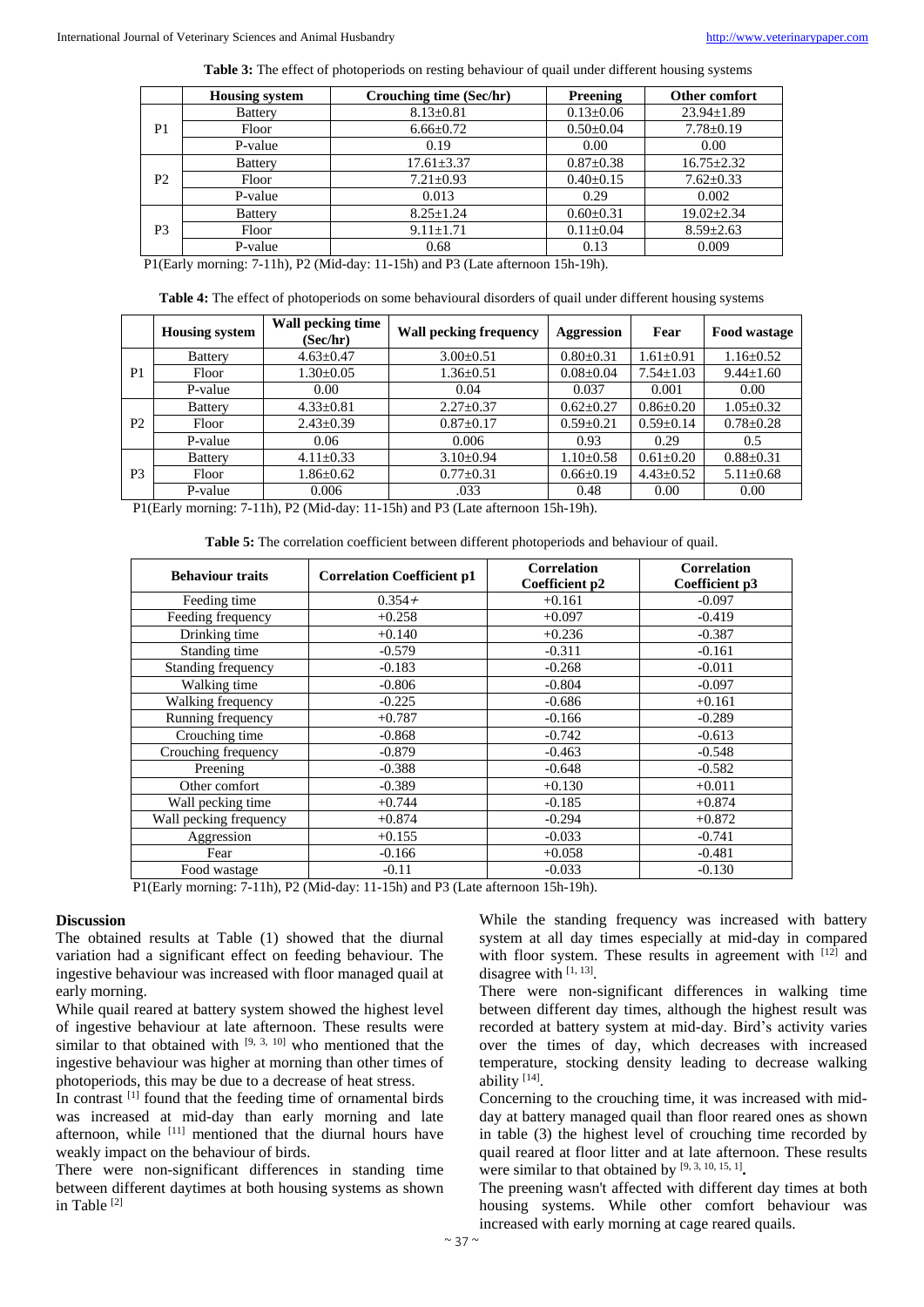**Table 3:** The effect of photoperiods on resting behaviour of quail under different housing systems

| | Housing system | Crouching time (Sec/hr) | Preening | Other comfort |
|---|---|---|---|---|
| P1 | Battery | 8.13±0.81 | 0.13±0.06 | 23.94±1.89 |
| | Floor | 6.66±0.72 | 0.50±0.04 | 7.78±0.19 |
| | P-value | 0.19 | 0.00 | 0.00 |
| P2 | Battery | 17.61±3.37 | 0.87±0.38 | 16.75±2.32 |
| | Floor | 7.21±0.93 | 0.40±0.15 | 7.62±0.33 |
| | P-value | 0.013 | 0.29 | 0.002 |
| P3 | Battery | 8.25±1.24 | 0.60±0.31 | 19.02±2.34 |
| | Floor | 9.11±1.71 | 0.11±0.04 | 8.59±2.63 |
| | P-value | 0.68 | 0.13 | 0.009 |

P1(Early morning: 7-11h), P2 (Mid-day: 11-15h) and P3 (Late afternoon 15h-19h).

**Table 4:** The effect of photoperiods on some behavioural disorders of quail under different housing systems

| | Housing system | Wall pecking time (Sec/hr) | Wall pecking frequency | Aggression | Fear | Food wastage |
|---|---|---|---|---|---|---|
| P1 | Battery | 4.63±0.47 | 3.00±0.51 | 0.80±0.31 | 1.61±0.91 | 1.16±0.52 |
| | Floor | 1.30±0.05 | 1.36±0.51 | 0.08±0.04 | 7.54±1.03 | 9.44±1.60 |
| | P-value | 0.00 | 0.04 | 0.037 | 0.001 | 0.00 |
| P2 | Battery | 4.33±0.81 | 2.27±0.37 | 0.62±0.27 | 0.86±0.20 | 1.05±0.32 |
| | Floor | 2.43±0.39 | 0.87±0.17 | 0.59±0.21 | 0.59±0.14 | 0.78±0.28 |
| | P-value | 0.06 | 0.006 | 0.93 | 0.29 | 0.5 |
| P3 | Battery | 4.11±0.33 | 3.10±0.94 | 1.10±0.58 | 0.61±0.20 | 0.88±0.31 |
| | Floor | 1.86±0.62 | 0.77±0.31 | 0.66±0.19 | 4.43±0.52 | 5.11±0.68 |
| | P-value | 0.006 | .033 | 0.48 | 0.00 | 0.00 |

P1(Early morning: 7-11h), P2 (Mid-day: 11-15h) and P3 (Late afternoon 15h-19h).

**Table 5:** The correlation coefficient between different photoperiods and behaviour of quail.

| Behaviour traits | Correlation Coefficient p1 | Correlation Coefficient p2 | Correlation Coefficient p3 |
|---|---|---|---|
| Feeding time | 0.354+ | +0.161 | -0.097 |
| Feeding frequency | +0.258 | +0.097 | -0.419 |
| Drinking time | +0.140 | +0.236 | -0.387 |
| Standing time | -0.579 | -0.311 | -0.161 |
| Standing frequency | -0.183 | -0.268 | -0.011 |
| Walking time | -0.806 | -0.804 | -0.097 |
| Walking frequency | -0.225 | -0.686 | +0.161 |
| Running frequency | +0.787 | -0.166 | -0.289 |
| Crouching time | -0.868 | -0.742 | -0.613 |
| Crouching frequency | -0.879 | -0.463 | -0.548 |
| Preening | -0.388 | -0.648 | -0.582 |
| Other comfort | -0.389 | +0.130 | +0.011 |
| Wall pecking time | +0.744 | -0.185 | +0.874 |
| Wall pecking frequency | +0.874 | -0.294 | +0.872 |
| Aggression | +0.155 | -0.033 | -0.741 |
| Fear | -0.166 | +0.058 | -0.481 |
| Food wastage | -0.11 | -0.033 | -0.130 |

P1(Early morning: 7-11h), P2 (Mid-day: 11-15h) and P3 (Late afternoon 15h-19h).

## Discussion

The obtained results at Table (1) showed that the diurnal variation had a significant effect on feeding behaviour. The ingestive behaviour was increased with floor managed quail at early morning.

While quail reared at battery system showed the highest level of ingestive behaviour at late afternoon. These results were similar to that obtained with [9, 3, 10] who mentioned that the ingestive behaviour was higher at morning than other times of photoperiods, this may be due to a decrease of heat stress.

In contrast [1] found that the feeding time of ornamental birds was increased at mid-day than early morning and late afternoon, while [11] mentioned that the diurnal hours have weakly impact on the behaviour of birds.

There were non-significant differences in standing time between different daytimes at both housing systems as shown in Table [2]

While the standing frequency was increased with battery system at all day times especially at mid-day in compared with floor system. These results in agreement with [12] and disagree with [1, 13].

There were non-significant differences in walking time between different day times, although the highest result was recorded at battery system at mid-day. Bird's activity varies over the times of day, which decreases with increased temperature, stocking density leading to decrease walking ability [14].

Concerning to the crouching time, it was increased with mid-day at battery managed quail than floor reared ones as shown in table (3) the highest level of crouching time recorded by quail reared at floor litter and at late afternoon. These results were similar to that obtained by [9, 3, 10, 15, 1].

The preening wasn't affected with different day times at both housing systems. While other comfort behaviour was increased with early morning at cage reared quails.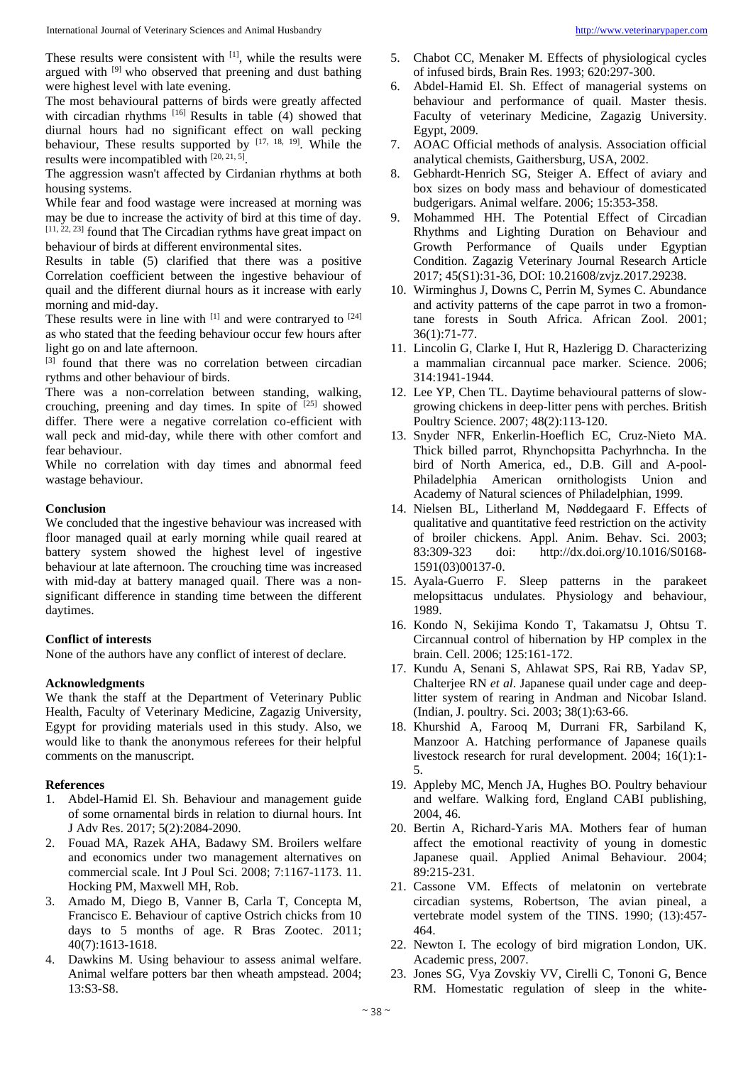These results were consistent with [1], while the results were argued with [9] who observed that preening and dust bathing were highest level with late evening.

The most behavioural patterns of birds were greatly affected with circadian rhythms [16] Results in table (4) showed that diurnal hours had no significant effect on wall pecking behaviour, These results supported by [17, 18, 19]. While the results were incompatibled with [20, 21, 5].

The aggression wasn't affected by Cirdanian rhythms at both housing systems.

While fear and food wastage were increased at morning was may be due to increase the activity of bird at this time of day. [11, 22, 23] found that The Circadian rythms have great impact on behaviour of birds at different environmental sites.

Results in table (5) clarified that there was a positive Correlation coefficient between the ingestive behaviour of quail and the different diurnal hours as it increase with early morning and mid-day.

These results were in line with [1] and were contraryed to [24] as who stated that the feeding behaviour occur few hours after light go on and late afternoon.

[3] found that there was no correlation between circadian rythms and other behaviour of birds.

There was a non-correlation between standing, walking, crouching, preening and day times. In spite of [25] showed differ. There were a negative correlation co-efficient with wall peck and mid-day, while there with other comfort and fear behaviour.

While no correlation with day times and abnormal feed wastage behaviour.

## Conclusion

We concluded that the ingestive behaviour was increased with floor managed quail at early morning while quail reared at battery system showed the highest level of ingestive behaviour at late afternoon. The crouching time was increased with mid-day at battery managed quail. There was a non-significant difference in standing time between the different daytimes.

## Conflict of interests

None of the authors have any conflict of interest of declare.

## Acknowledgments

We thank the staff at the Department of Veterinary Public Health, Faculty of Veterinary Medicine, Zagazig University, Egypt for providing materials used in this study. Also, we would like to thank the anonymous referees for their helpful comments on the manuscript.

## References

1. Abdel-Hamid El. Sh. Behaviour and management guide of some ornamental birds in relation to diurnal hours. Int J Adv Res. 2017; 5(2):2084-2090.
2. Fouad MA, Razek AHA, Badawy SM. Broilers welfare and economics under two management alternatives on commercial scale. Int J Poul Sci. 2008; 7:1167-1173. 11. Hocking PM, Maxwell MH, Rob.
3. Amado M, Diego B, Vanner B, Carla T, Concepta M, Francisco E. Behaviour of captive Ostrich chicks from 10 days to 5 months of age. R Bras Zootec. 2011; 40(7):1613-1618.
4. Dawkins M. Using behaviour to assess animal welfare. Animal welfare potters bar then wheath ampstead. 2004; 13:S3-S8.
5. Chabot CC, Menaker M. Effects of physiological cycles of infused birds, Brain Res. 1993; 620:297-300.
6. Abdel-Hamid El. Sh. Effect of managerial systems on behaviour and performance of quail. Master thesis. Faculty of veterinary Medicine, Zagazig University. Egypt, 2009.
7. AOAC Official methods of analysis. Association official analytical chemists, Gaithersburg, USA, 2002.
8. Gebhardt-Henrich SG, Steiger A. Effect of aviary and box sizes on body mass and behaviour of domesticated budgerigars. Animal welfare. 2006; 15:353-358.
9. Mohammed HH. The Potential Effect of Circadian Rhythms and Lighting Duration on Behaviour and Growth Performance of Quails under Egyptian Condition. Zagazig Veterinary Journal Research Article 2017; 45(S1):31-36, DOI: 10.21608/zvjz.2017.29238.
10. Wirminghus J, Downs C, Perrin M, Symes C. Abundance and activity patterns of the cape parrot in two a fromontane forests in South Africa. African Zool. 2001; 36(1):71-77.
11. Lincolin G, Clarke I, Hut R, Hazlerigg D. Characterizing a mammalian circannual pace marker. Science. 2006; 314:1941-1944.
12. Lee YP, Chen TL. Daytime behavioural patterns of slow-growing chickens in deep-litter pens with perches. British Poultry Science. 2007; 48(2):113-120.
13. Snyder NFR, Enkerlin-Hoeflich EC, Cruz-Nieto MA. Thick billed parrot, Rhynchopsitta Pachyrhncha. In the bird of North America, ed., D.B. Gill and A-pool-Philadelphia American ornithologists Union and Academy of Natural sciences of Philadelphian, 1999.
14. Nielsen BL, Litherland M, Nøddegaard F. Effects of qualitative and quantitative feed restriction on the activity of broiler chickens. Appl. Anim. Behav. Sci. 2003; 83:309-323 doi: http://dx.doi.org/10.1016/S0168-1591(03)00137-0.
15. Ayala-Guerro F. Sleep patterns in the parakeet melopsittacus undulates. Physiology and behaviour, 1989.
16. Kondo N, Sekijima Kondo T, Takamatsu J, Ohtsu T. Circannual control of hibernation by HP complex in the brain. Cell. 2006; 125:161-172.
17. Kundu A, Senani S, Ahlawat SPS, Rai RB, Yadav SP, Chalterjee RN *et al*. Japanese quail under cage and deep-litter system of rearing in Andman and Nicobar Island. (Indian, J. poultry. Sci. 2003; 38(1):63-66.
18. Khurshid A, Farooq M, Durrani FR, Sarbiland K, Manzoor A. Hatching performance of Japanese quails livestock research for rural development. 2004; 16(1):1-5.
19. Appleby MC, Mench JA, Hughes BO. Poultry behaviour and welfare. Walking ford, England CABI publishing, 2004, 46.
20. Bertin A, Richard-Yaris MA. Mothers fear of human affect the emotional reactivity of young in domestic Japanese quail. Applied Animal Behaviour. 2004; 89:215-231.
21. Cassone VM. Effects of melatonin on vertebrate circadian systems, Robertson, The avian pineal, a vertebrate model system of the TINS. 1990; (13):457-464.
22. Newton I. The ecology of bird migration London, UK. Academic press, 2007.
23. Jones SG, Vya Zovskiy VV, Cirelli C, Tononi G, Bence RM. Homestatic regulation of sleep in the white-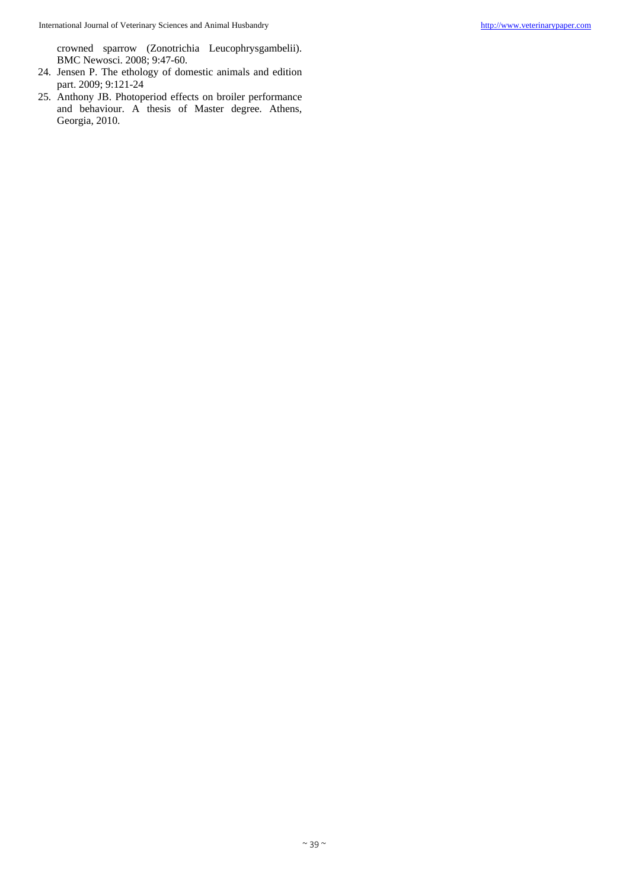crowned sparrow (Zonotrichia Leucophrysgambelii). BMC Newosci. 2008; 9:47-60.

24. Jensen P. The ethology of domestic animals and edition part. 2009; 9:121-24
25. Anthony JB. Photoperiod effects on broiler performance and behaviour. A thesis of Master degree. Athens, Georgia, 2010.